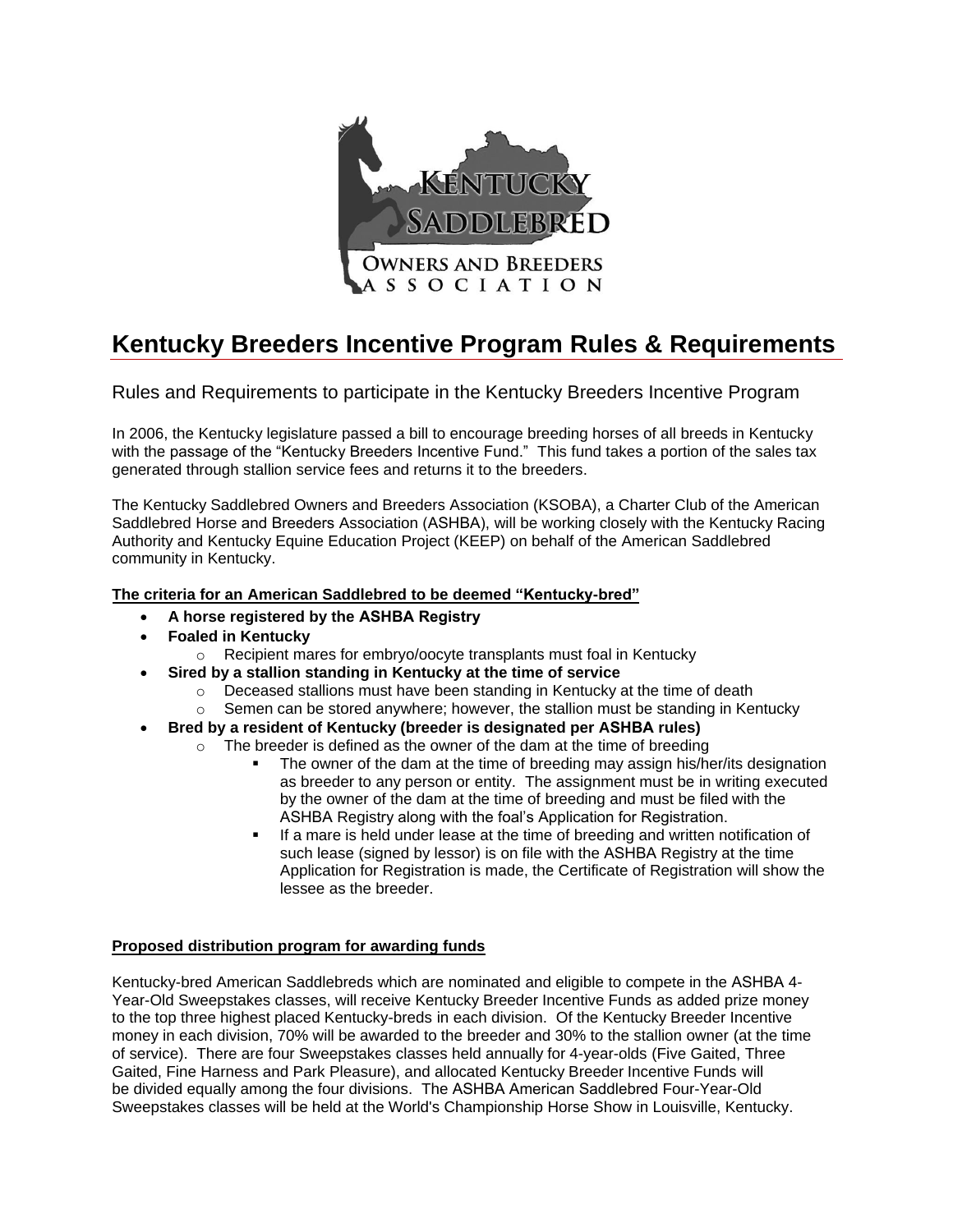# Kentucky Breeders Incentive Program Rules & Requirements

Rules and Requirements to participate in the Kentucky Breeders Incentive Program

In 2006, the Kentucky legislature passed a bill to encourage breeding horses of all breeds in Kentucky with the passage of the "Kentucky Breeders Incentive Fund." This fund takes a portion of the sales tax generated through stallion service fees and returns it to the breeders.

The Kentucky Saddlebred Owners and Breeders Association (KSOBA), a Charter Club of the American Saddlebred Horse and Breeders Association (ASHBA), will be working closely with the Kentucky Racing Authority and Kentucky Equine Education Project (KEEP) on behalf of the American Saddlebred community in Kentucky.

**The criteria for an American Saddlebred to be deemed "Kentucky-bred"**

- **A horse registered by the ASHBA Registry**
- **Foaled in Kentucky**
  - Recipient mares for embryo/oocyte transplants must foal in Kentucky
- **Sired by a stallion standing in Kentucky at the time of service**
  - Deceased stallions must have been standing in Kentucky at the time of death
  - Semen can be stored anywhere; however, the stallion must be standing in Kentucky
- **Bred by a resident of Kentucky (breeder is designated per ASHBA rules)**
  - The breeder is defined as the owner of the dam at the time of breeding
    - The owner of the dam at the time of breeding may assign his/her/its designation as breeder to any person or entity. The assignment must be in writing executed by the owner of the dam at the time of breeding and must be filed with the ASHBA Registry along with the foal's Application for Registration.
    - If a mare is held under lease at the time of breeding and written notification of such lease (signed by lessor) is on file with the ASHBA Registry at the time Application for Registration is made, the Certificate of Registration will show the lessee as the breeder.

**Proposed distribution program for awarding funds**

Kentucky-bred American Saddlebreds which are nominated and eligible to compete in the ASHBA 4-Year-Old Sweepstakes classes, will receive Kentucky Breeder Incentive Funds as added prize money to the top three highest placed Kentucky-breds in each division. Of the Kentucky Breeder Incentive money in each division, 70% will be awarded to the breeder and 30% to the stallion owner (at the time of service). There are four Sweepstakes classes held annually for 4-year-olds (Five Gaited, Three Gaited, Fine Harness and Park Pleasure), and allocated Kentucky Breeder Incentive Funds will be divided equally among the four divisions. The ASHBA American Saddlebred Four-Year-Old Sweepstakes classes will be held at the World's Championship Horse Show in Louisville, Kentucky.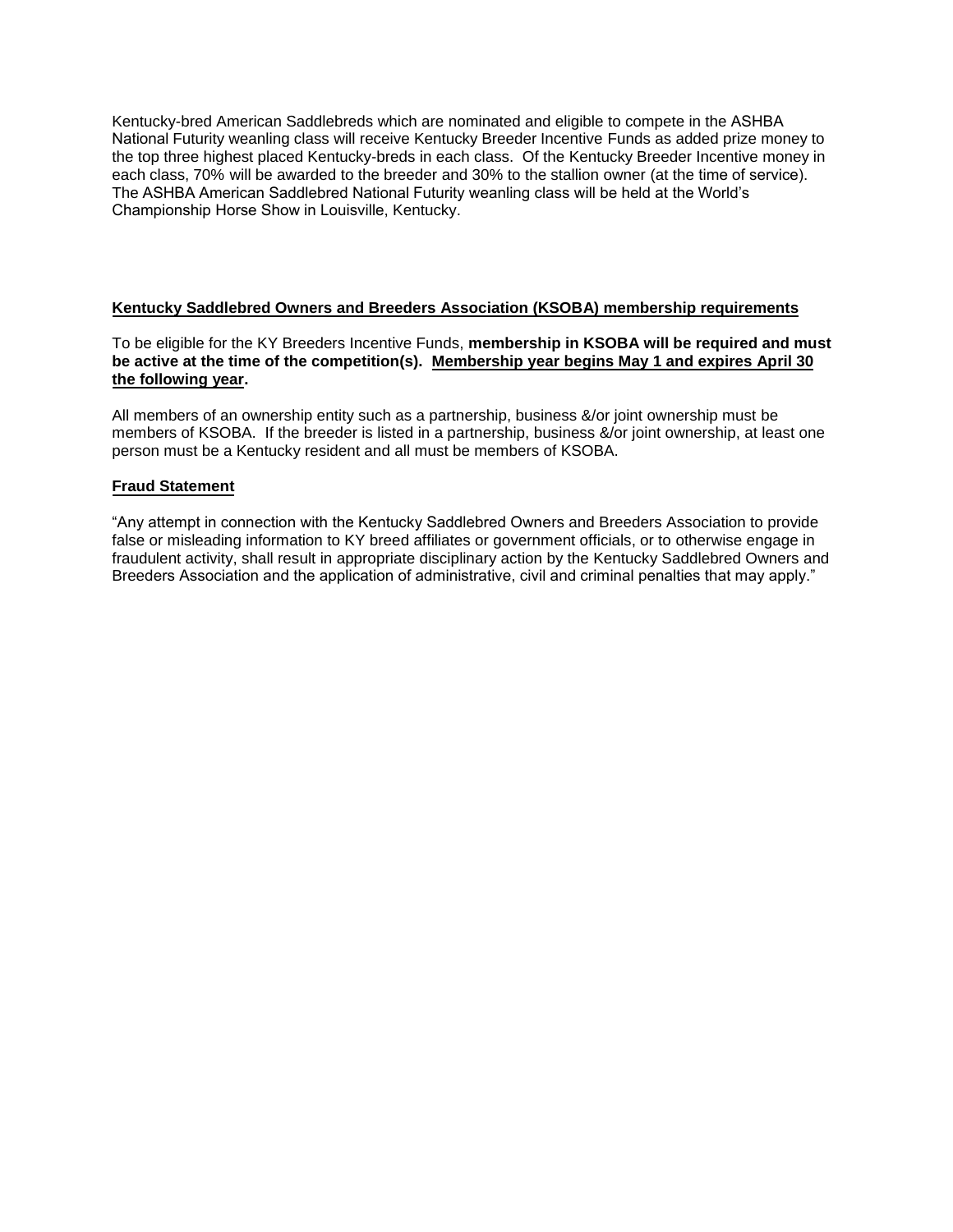Kentucky-bred American Saddlebreds which are nominated and eligible to compete in the ASHBA National Futurity weanling class will receive Kentucky Breeder Incentive Funds as added prize money to the top three highest placed Kentucky-breds in each class. Of the Kentucky Breeder Incentive money in each class, 70% will be awarded to the breeder and 30% to the stallion owner (at the time of service). The ASHBA American Saddlebred National Futurity weanling class will be held at the World's Championship Horse Show in Louisville, Kentucky.

<u>**Kentucky Saddlebred Owners and Breeders Association (KSOBA) membership requirements**</u>

To be eligible for the KY Breeders Incentive Funds, **membership in KSOBA will be required and must be active at the time of the competition(s). <u>Membership year begins May 1 and expires April 30 the following year</u>.**

All members of an ownership entity such as a partnership, business &/or joint ownership must be members of KSOBA. If the breeder is listed in a partnership, business &/or joint ownership, at least one person must be a Kentucky resident and all must be members of KSOBA.

<u>**Fraud Statement**</u>

"Any attempt in connection with the Kentucky Saddlebred Owners and Breeders Association to provide false or misleading information to KY breed affiliates or government officials, or to otherwise engage in fraudulent activity, shall result in appropriate disciplinary action by the Kentucky Saddlebred Owners and Breeders Association and the application of administrative, civil and criminal penalties that may apply."